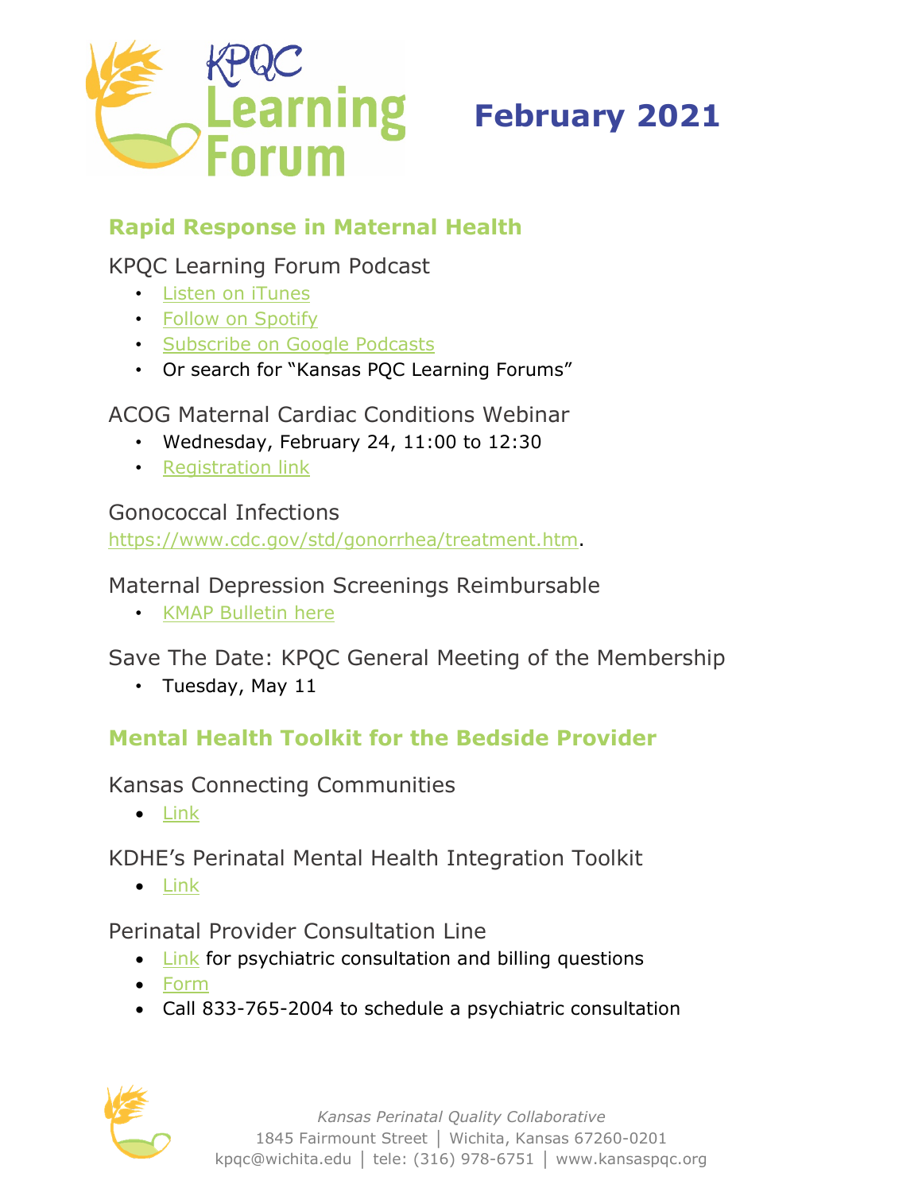# KPQC Learning Forum

## February 2021

### Rapid Response in Maternal Health

KPQC Learning Forum Podcast

- Listen on iTunes
- Follow on Spotify
- Subscribe on Google Podcasts
- Or search for "Kansas PQC Learning Forums"

ACOG Maternal Cardiac Conditions Webinar

- Wednesday, February 24, 11:00 to 12:30
- Registration link

Gonococcal Infections

https://www.cdc.gov/std/gonorrhea/treatment.htm.

Maternal Depression Screenings Reimbursable

- KMAP Bulletin here

Save The Date: KPQC General Meeting of the Membership

- Tuesday, May 11

### Mental Health Toolkit for the Bedside Provider

Kansas Connecting Communities

- Link

KDHE's Perinatal Mental Health Integration Toolkit

- Link

Perinatal Provider Consultation Line

- Link for psychiatric consultation and billing questions
- Form
- Call 833-765-2004 to schedule a psychiatric consultation

*Kansas Perinatal Quality Collaborative*
1845 Fairmount Street │ Wichita, Kansas 67260-0201
kpqc@wichita.edu │ tele: (316) 978-6751 │ www.kansaspqc.org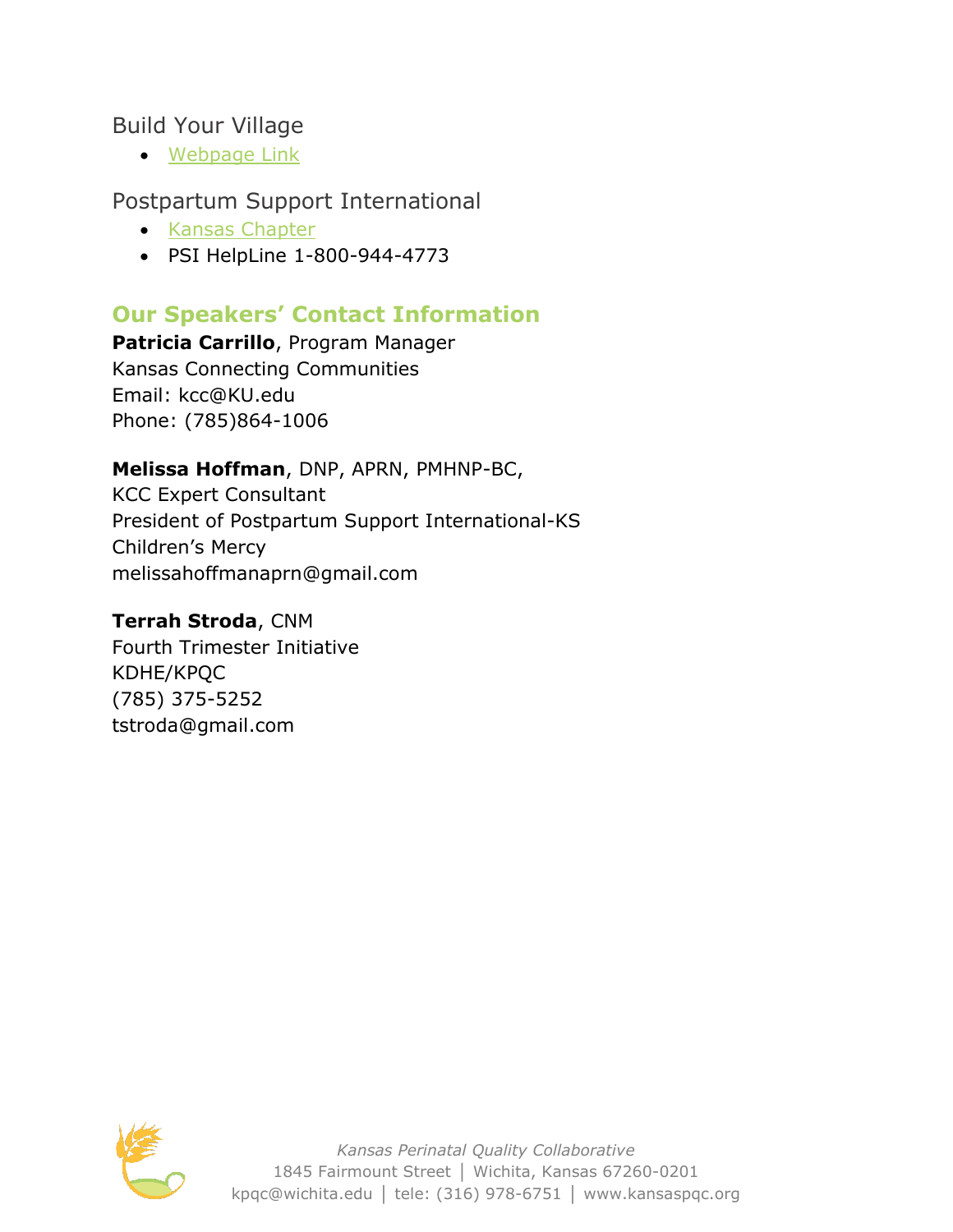### Build Your Village

- Webpage Link

### Postpartum Support International

- Kansas Chapter
- PSI HelpLine 1-800-944-4773

## Our Speakers' Contact Information

**Patricia Carrillo**, Program Manager
Kansas Connecting Communities
Email: kcc@KU.edu
Phone: (785)864-1006

**Melissa Hoffman**, DNP, APRN, PMHNP-BC,
KCC Expert Consultant
President of Postpartum Support International-KS
Children's Mercy
melissahoffmanaprn@gmail.com

**Terrah Stroda**, CNM
Fourth Trimester Initiative
KDHE/KPQC
(785) 375-5252
tstroda@gmail.com

*Kansas Perinatal Quality Collaborative*
1845 Fairmount Street │ Wichita, Kansas 67260-0201
kpqc@wichita.edu │ tele: (316) 978-6751 │ www.kansaspqc.org